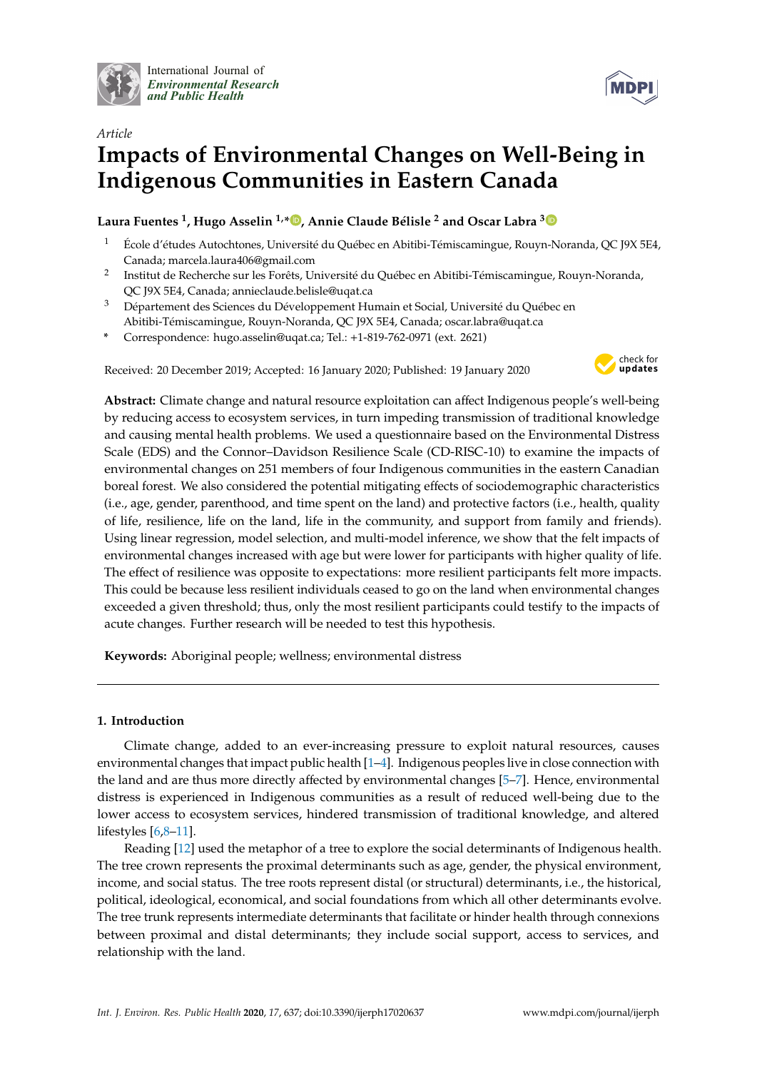*Article*

# Impacts of Environmental Changes on Well-Being in Indigenous Communities in Eastern Canada

**Laura Fuentes [1], Hugo Asselin [1,*], Annie Claude Bélisle [2] and Oscar Labra [3]**

1. École d'études Autochtones, Université du Québec en Abitibi-Témiscamingue, Rouyn-Noranda, QC J9X 5E4, Canada; marcela.laura406@gmail.com
2. Institut de Recherche sur les Forêts, Université du Québec en Abitibi-Témiscamingue, Rouyn-Noranda, QC J9X 5E4, Canada; annieclaude.belisle@uqat.ca
3. Département des Sciences du Développement Humain et Social, Université du Québec en Abitibi-Témiscamingue, Rouyn-Noranda, QC J9X 5E4, Canada; oscar.labra@uqat.ca

\* Correspondence: hugo.asselin@uqat.ca; Tel.: +1-819-762-0971 (ext. 2621)

Received: 20 December 2019; Accepted: 16 January 2020; Published: 19 January 2020

**Abstract:** Climate change and natural resource exploitation can affect Indigenous people's well-being by reducing access to ecosystem services, in turn impeding transmission of traditional knowledge and causing mental health problems. We used a questionnaire based on the Environmental Distress Scale (EDS) and the Connor–Davidson Resilience Scale (CD-RISC-10) to examine the impacts of environmental changes on 251 members of four Indigenous communities in the eastern Canadian boreal forest. We also considered the potential mitigating effects of sociodemographic characteristics (i.e., age, gender, parenthood, and time spent on the land) and protective factors (i.e., health, quality of life, resilience, life on the land, life in the community, and support from family and friends). Using linear regression, model selection, and multi-model inference, we show that the felt impacts of environmental changes increased with age but were lower for participants with higher quality of life. The effect of resilience was opposite to expectations: more resilient participants felt more impacts. This could be because less resilient individuals ceased to go on the land when environmental changes exceeded a given threshold; thus, only the most resilient participants could testify to the impacts of acute changes. Further research will be needed to test this hypothesis.

**Keywords:** Aboriginal people; wellness; environmental distress

## 1. Introduction

Climate change, added to an ever-increasing pressure to exploit natural resources, causes environmental changes that impact public health [1–4]. Indigenous peoples live in close connection with the land and are thus more directly affected by environmental changes [5–7]. Hence, environmental distress is experienced in Indigenous communities as a result of reduced well-being due to the lower access to ecosystem services, hindered transmission of traditional knowledge, and altered lifestyles [6,8–11].

Reading [12] used the metaphor of a tree to explore the social determinants of Indigenous health. The tree crown represents the proximal determinants such as age, gender, the physical environment, income, and social status. The tree roots represent distal (or structural) determinants, i.e., the historical, political, ideological, economical, and social foundations from which all other determinants evolve. The tree trunk represents intermediate determinants that facilitate or hinder health through connexions between proximal and distal determinants; they include social support, access to services, and relationship with the land.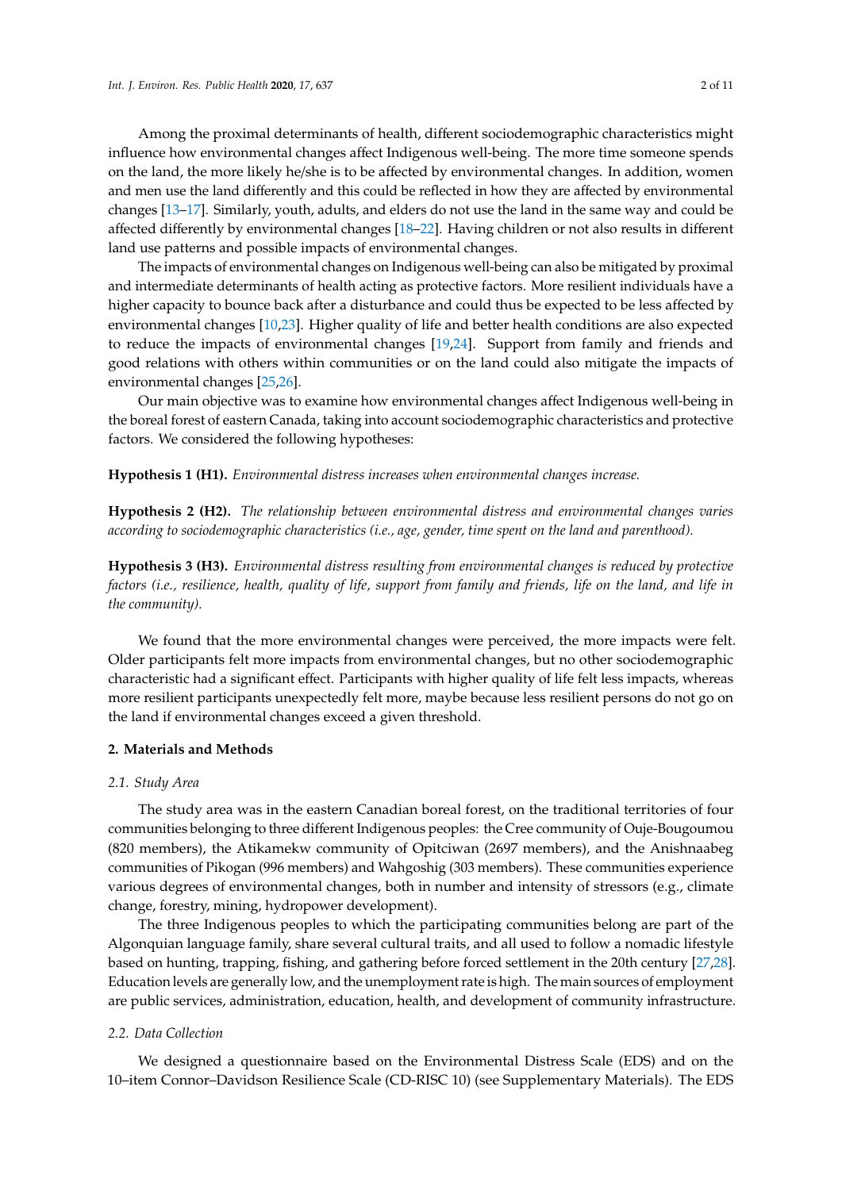Among the proximal determinants of health, different sociodemographic characteristics might influence how environmental changes affect Indigenous well-being. The more time someone spends on the land, the more likely he/she is to be affected by environmental changes. In addition, women and men use the land differently and this could be reflected in how they are affected by environmental changes [13–17]. Similarly, youth, adults, and elders do not use the land in the same way and could be affected differently by environmental changes [18–22]. Having children or not also results in different land use patterns and possible impacts of environmental changes.

The impacts of environmental changes on Indigenous well-being can also be mitigated by proximal and intermediate determinants of health acting as protective factors. More resilient individuals have a higher capacity to bounce back after a disturbance and could thus be expected to be less affected by environmental changes [10,23]. Higher quality of life and better health conditions are also expected to reduce the impacts of environmental changes [19,24]. Support from family and friends and good relations with others within communities or on the land could also mitigate the impacts of environmental changes [25,26].

Our main objective was to examine how environmental changes affect Indigenous well-being in the boreal forest of eastern Canada, taking into account sociodemographic characteristics and protective factors. We considered the following hypotheses:

**Hypothesis 1 (H1).** *Environmental distress increases when environmental changes increase.*

**Hypothesis 2 (H2).** *The relationship between environmental distress and environmental changes varies according to sociodemographic characteristics (i.e., age, gender, time spent on the land and parenthood).*

**Hypothesis 3 (H3).** *Environmental distress resulting from environmental changes is reduced by protective factors (i.e., resilience, health, quality of life, support from family and friends, life on the land, and life in the community).*

We found that the more environmental changes were perceived, the more impacts were felt. Older participants felt more impacts from environmental changes, but no other sociodemographic characteristic had a significant effect. Participants with higher quality of life felt less impacts, whereas more resilient participants unexpectedly felt more, maybe because less resilient persons do not go on the land if environmental changes exceed a given threshold.

## 2. Materials and Methods

### 2.1. Study Area

The study area was in the eastern Canadian boreal forest, on the traditional territories of four communities belonging to three different Indigenous peoples: the Cree community of Ouje-Bougoumou (820 members), the Atikamekw community of Opitciwan (2697 members), and the Anishnaabeg communities of Pikogan (996 members) and Wahgoshig (303 members). These communities experience various degrees of environmental changes, both in number and intensity of stressors (e.g., climate change, forestry, mining, hydropower development).

The three Indigenous peoples to which the participating communities belong are part of the Algonquian language family, share several cultural traits, and all used to follow a nomadic lifestyle based on hunting, trapping, fishing, and gathering before forced settlement in the 20th century [27,28]. Education levels are generally low, and the unemployment rate is high. The main sources of employment are public services, administration, education, health, and development of community infrastructure.

### 2.2. Data Collection

We designed a questionnaire based on the Environmental Distress Scale (EDS) and on the 10–item Connor–Davidson Resilience Scale (CD-RISC 10) (see Supplementary Materials). The EDS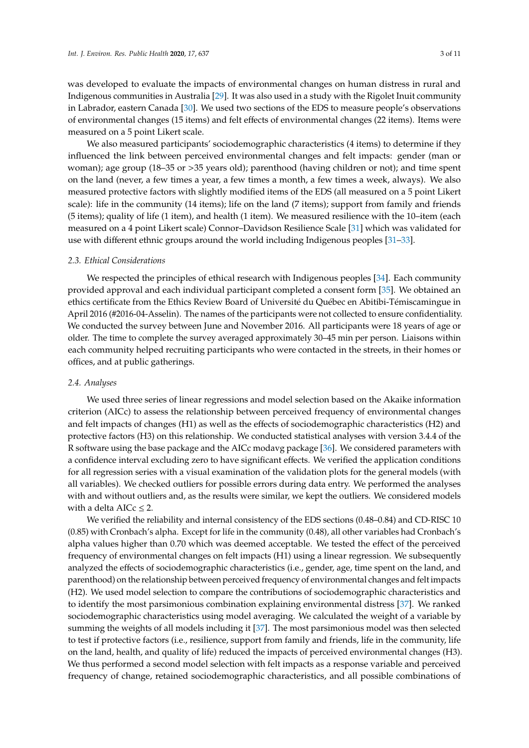was developed to evaluate the impacts of environmental changes on human distress in rural and Indigenous communities in Australia [29]. It was also used in a study with the Rigolet Inuit community in Labrador, eastern Canada [30]. We used two sections of the EDS to measure people's observations of environmental changes (15 items) and felt effects of environmental changes (22 items). Items were measured on a 5 point Likert scale.

We also measured participants' sociodemographic characteristics (4 items) to determine if they influenced the link between perceived environmental changes and felt impacts: gender (man or woman); age group (18–35 or >35 years old); parenthood (having children or not); and time spent on the land (never, a few times a year, a few times a month, a few times a week, always). We also measured protective factors with slightly modified items of the EDS (all measured on a 5 point Likert scale): life in the community (14 items); life on the land (7 items); support from family and friends (5 items); quality of life (1 item), and health (1 item). We measured resilience with the 10–item (each measured on a 4 point Likert scale) Connor–Davidson Resilience Scale [31] which was validated for use with different ethnic groups around the world including Indigenous peoples [31–33].

### 2.3. Ethical Considerations

We respected the principles of ethical research with Indigenous peoples [34]. Each community provided approval and each individual participant completed a consent form [35]. We obtained an ethics certificate from the Ethics Review Board of Université du Québec en Abitibi-Témiscamingue in April 2016 (#2016-04-Asselin). The names of the participants were not collected to ensure confidentiality. We conducted the survey between June and November 2016. All participants were 18 years of age or older. The time to complete the survey averaged approximately 30–45 min per person. Liaisons within each community helped recruiting participants who were contacted in the streets, in their homes or offices, and at public gatherings.

### 2.4. Analyses

We used three series of linear regressions and model selection based on the Akaike information criterion (AICc) to assess the relationship between perceived frequency of environmental changes and felt impacts of changes (H1) as well as the effects of sociodemographic characteristics (H2) and protective factors (H3) on this relationship. We conducted statistical analyses with version 3.4.4 of the R software using the base package and the AICc modavg package [36]. We considered parameters with a confidence interval excluding zero to have significant effects. We verified the application conditions for all regression series with a visual examination of the validation plots for the general models (with all variables). We checked outliers for possible errors during data entry. We performed the analyses with and without outliers and, as the results were similar, we kept the outliers. We considered models with a delta AICc $\leq 2$.

We verified the reliability and internal consistency of the EDS sections (0.48–0.84) and CD-RISC 10 (0.85) with Cronbach's alpha. Except for life in the community (0.48), all other variables had Cronbach's alpha values higher than 0.70 which was deemed acceptable. We tested the effect of the perceived frequency of environmental changes on felt impacts (H1) using a linear regression. We subsequently analyzed the effects of sociodemographic characteristics (i.e., gender, age, time spent on the land, and parenthood) on the relationship between perceived frequency of environmental changes and felt impacts (H2). We used model selection to compare the contributions of sociodemographic characteristics and to identify the most parsimonious combination explaining environmental distress [37]. We ranked sociodemographic characteristics using model averaging. We calculated the weight of a variable by summing the weights of all models including it [37]. The most parsimonious model was then selected to test if protective factors (i.e., resilience, support from family and friends, life in the community, life on the land, health, and quality of life) reduced the impacts of perceived environmental changes (H3). We thus performed a second model selection with felt impacts as a response variable and perceived frequency of change, retained sociodemographic characteristics, and all possible combinations of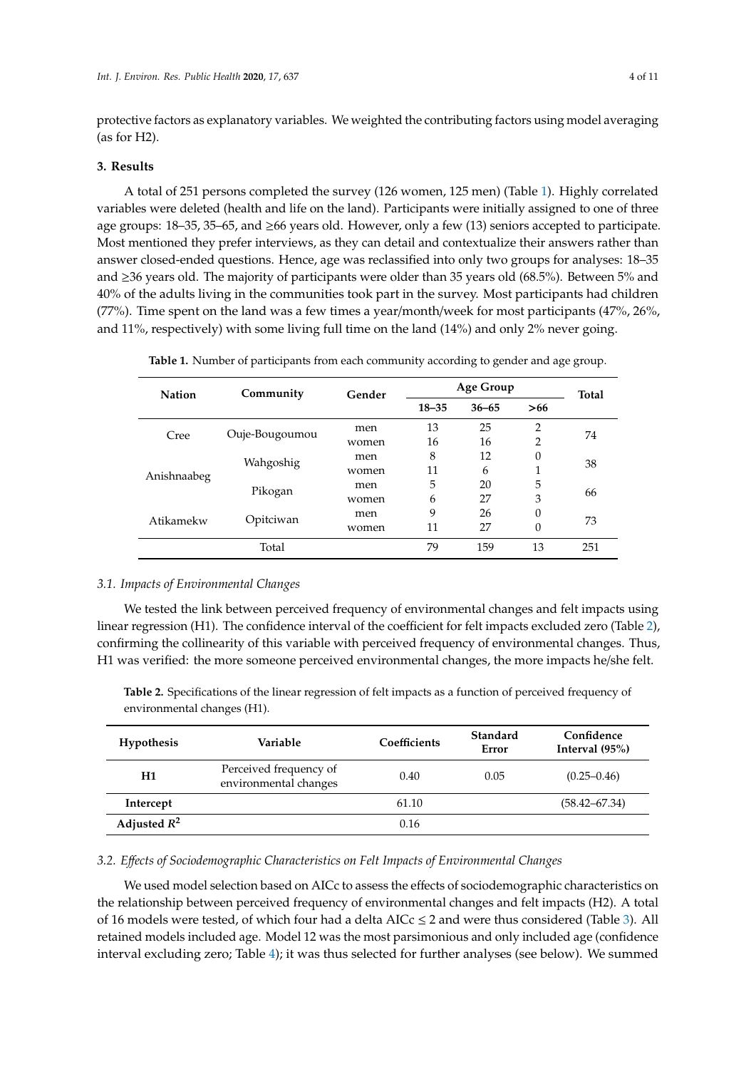protective factors as explanatory variables. We weighted the contributing factors using model averaging (as for H2).

## 3. Results

A total of 251 persons completed the survey (126 women, 125 men) (Table 1). Highly correlated variables were deleted (health and life on the land). Participants were initially assigned to one of three age groups: 18–35, 35–65, and ≥66 years old. However, only a few (13) seniors accepted to participate. Most mentioned they prefer interviews, as they can detail and contextualize their answers rather than answer closed-ended questions. Hence, age was reclassified into only two groups for analyses: 18–35 and ≥36 years old. The majority of participants were older than 35 years old (68.5%). Between 5% and 40% of the adults living in the communities took part in the survey. Most participants had children (77%). Time spent on the land was a few times a year/month/week for most participants (47%, 26%, and 11%, respectively) with some living full time on the land (14%) and only 2% never going.

**Table 1.** Number of participants from each community according to gender and age group.

| Nation | Community | Gender | Age Group | | | Total |
|---|---|---|---|---|---|---|
| | | | 18–35 | 36–65 | >66 | |
| Cree | Ouje-Bougoumou | men | 13 | 25 | 2 | 74 |
| | | women | 16 | 16 | 2 | |
| Anishnaabeg | Wahgoshig | men | 8 | 12 | 0 | 38 |
| | | women | 11 | 6 | 1 | |
| | Pikogan | men | 5 | 20 | 5 | 66 |
| | | women | 6 | 27 | 3 | |
| Atikamekw | Opitciwan | men | 9 | 26 | 0 | 73 |
| | | women | 11 | 27 | 0 | |
| | Total | | 79 | 159 | 13 | 251 |

### 3.1. Impacts of Environmental Changes

We tested the link between perceived frequency of environmental changes and felt impacts using linear regression (H1). The confidence interval of the coefficient for felt impacts excluded zero (Table 2), confirming the collinearity of this variable with perceived frequency of environmental changes. Thus, H1 was verified: the more someone perceived environmental changes, the more impacts he/she felt.

**Table 2.** Specifications of the linear regression of felt impacts as a function of perceived frequency of environmental changes (H1).

| Hypothesis | Variable | Coefficients | Standard Error | Confidence Interval (95%) |
|---|---|---|---|---|
| **H1** | Perceived frequency of environmental changes | 0.40 | 0.05 | (0.25–0.46) |
| **Intercept** | | 61.10 | | (58.42–67.34) |
| **Adjusted $R^2$** | | 0.16 | | |

### 3.2. *Effects of Sociodemographic Characteristics on Felt Impacts of Environmental Changes*

We used model selection based on AICc to assess the effects of sociodemographic characteristics on the relationship between perceived frequency of environmental changes and felt impacts (H2). A total of 16 models were tested, of which four had a delta AICc ≤ 2 and were thus considered (Table 3). All retained models included age. Model 12 was the most parsimonious and only included age (confidence interval excluding zero; Table 4); it was thus selected for further analyses (see below). We summed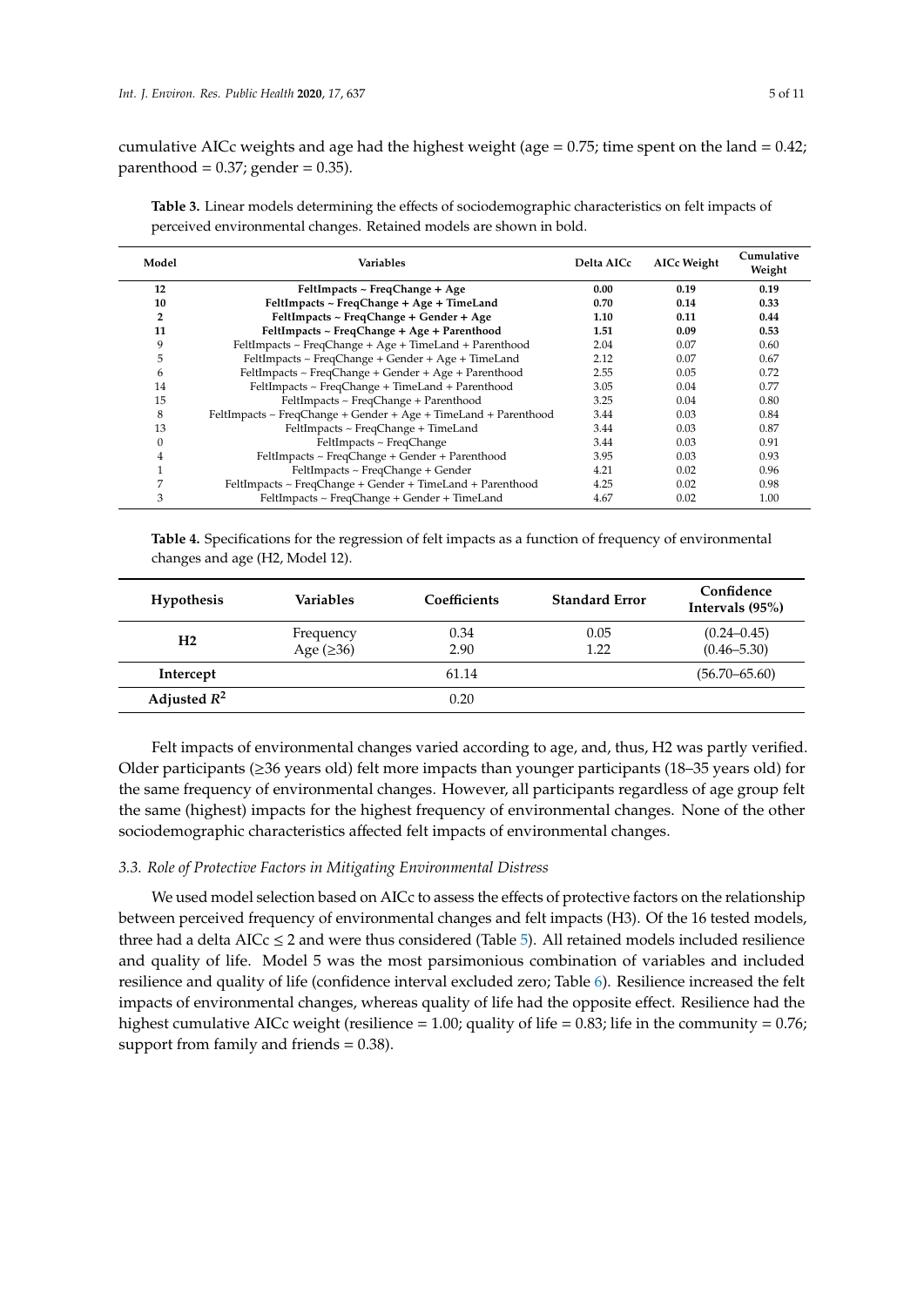cumulative AICc weights and age had the highest weight (age = 0.75; time spent on the land = 0.42; parenthood = 0.37; gender = 0.35).

**Table 3.** Linear models determining the effects of sociodemographic characteristics on felt impacts of perceived environmental changes. Retained models are shown in bold.

| Model | Variables | Delta AICc | AICc Weight | Cumulative Weight |
|---|---|---|---|---|
| **12** | **FeltImpacts ~ FreqChange + Age** | **0.00** | **0.19** | **0.19** |
| **10** | **FeltImpacts ~ FreqChange + Age + TimeLand** | **0.70** | **0.14** | **0.33** |
| **2** | **FeltImpacts ~ FreqChange + Gender + Age** | **1.10** | **0.11** | **0.44** |
| **11** | **FeltImpacts ~ FreqChange + Age + Parenthood** | **1.51** | **0.09** | **0.53** |
| 9 | FeltImpacts ~ FreqChange + Age + TimeLand + Parenthood | 2.04 | 0.07 | 0.60 |
| 5 | FeltImpacts ~ FreqChange + Gender + Age + TimeLand | 2.12 | 0.07 | 0.67 |
| 6 | FeltImpacts ~ FreqChange + Gender + Age + Parenthood | 2.55 | 0.05 | 0.72 |
| 14 | FeltImpacts ~ FreqChange + TimeLand + Parenthood | 3.05 | 0.04 | 0.77 |
| 15 | FeltImpacts ~ FreqChange + Parenthood | 3.25 | 0.04 | 0.80 |
| 8 | FeltImpacts ~ FreqChange + Gender + Age + TimeLand + Parenthood | 3.44 | 0.03 | 0.84 |
| 13 | FeltImpacts ~ FreqChange + TimeLand | 3.44 | 0.03 | 0.87 |
| 0 | FeltImpacts ~ FreqChange | 3.44 | 0.03 | 0.91 |
| 4 | FeltImpacts ~ FreqChange + Gender + Parenthood | 3.95 | 0.03 | 0.93 |
| 1 | FeltImpacts ~ FreqChange + Gender | 4.21 | 0.02 | 0.96 |
| 7 | FeltImpacts ~ FreqChange + Gender + TimeLand + Parenthood | 4.25 | 0.02 | 0.98 |
| 3 | FeltImpacts ~ FreqChange + Gender + TimeLand | 4.67 | 0.02 | 1.00 |

**Table 4.** Specifications for the regression of felt impacts as a function of frequency of environmental changes and age (H2, Model 12).

| Hypothesis | Variables | Coefficients | Standard Error | Confidence Intervals (95%) |
|---|---|---|---|---|
| **H2** | Frequency | 0.34 | 0.05 | (0.24–0.45) |
| | Age (≥36) | 2.90 | 1.22 | (0.46–5.30) |
| **Intercept** | | 61.14 | | (56.70–65.60) |
| **Adjusted $R^2$** | | 0.20 | | |

Felt impacts of environmental changes varied according to age, and, thus, H2 was partly verified. Older participants (≥36 years old) felt more impacts than younger participants (18–35 years old) for the same frequency of environmental changes. However, all participants regardless of age group felt the same (highest) impacts for the highest frequency of environmental changes. None of the other sociodemographic characteristics affected felt impacts of environmental changes.

### *3.3. Role of Protective Factors in Mitigating Environmental Distress*

We used model selection based on AICc to assess the effects of protective factors on the relationship between perceived frequency of environmental changes and felt impacts (H3). Of the 16 tested models, three had a delta AICc ≤ 2 and were thus considered (Table 5). All retained models included resilience and quality of life. Model 5 was the most parsimonious combination of variables and included resilience and quality of life (confidence interval excluded zero; Table 6). Resilience increased the felt impacts of environmental changes, whereas quality of life had the opposite effect. Resilience had the highest cumulative AICc weight (resilience = 1.00; quality of life = 0.83; life in the community = 0.76; support from family and friends = 0.38).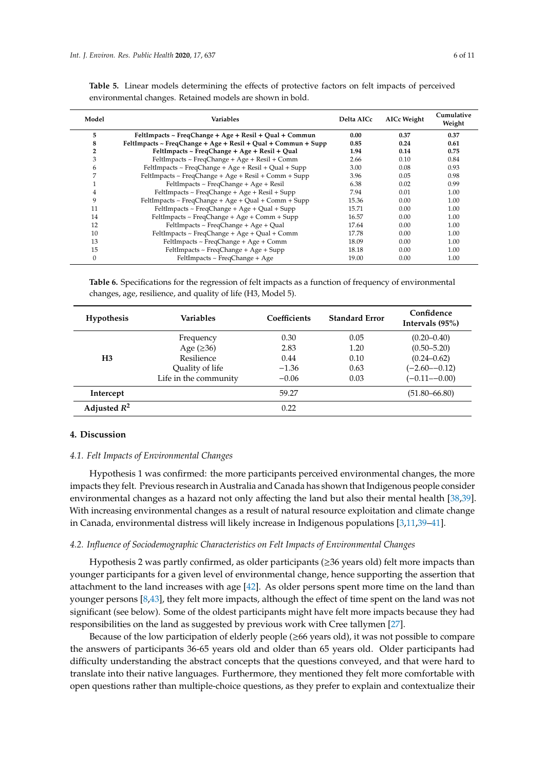**Table 5.** Linear models determining the effects of protective factors on felt impacts of perceived environmental changes. Retained models are shown in bold.

| Model | Variables | Delta AICc | AICc Weight | Cumulative Weight |
|---|---|---|---|---|
| **5** | **FeltImpacts ~ FreqChange + Age + Resil + Qual + Commun** | **0.00** | **0.37** | **0.37** |
| **8** | **FeltImpacts ~ FreqChange + Age + Resil + Qual + Commun + Supp** | **0.85** | **0.24** | **0.61** |
| **2** | **FeltImpacts ~ FreqChange + Age + Resil + Qual** | **1.94** | **0.14** | **0.75** |
| 3 | FeltImpacts ~ FreqChange + Age + Resil + Comm | 2.66 | 0.10 | 0.84 |
| 6 | FeltImpacts ~ FreqChange + Age + Resil + Qual + Supp | 3.00 | 0.08 | 0.93 |
| 7 | FeltImpacts ~ FreqChange + Age + Resil + Comm + Supp | 3.96 | 0.05 | 0.98 |
| 1 | FeltImpacts ~ FreqChange + Age + Resil | 6.38 | 0.02 | 0.99 |
| 4 | FeltImpacts ~ FreqChange + Age + Resil + Supp | 7.94 | 0.01 | 1.00 |
| 9 | FeltImpacts ~ FreqChange + Age + Qual + Comm + Supp | 15.36 | 0.00 | 1.00 |
| 11 | FeltImpacts ~ FreqChange + Age + Qual + Supp | 15.71 | 0.00 | 1.00 |
| 14 | FeltImpacts ~ FreqChange + Age + Comm + Supp | 16.57 | 0.00 | 1.00 |
| 12 | FeltImpacts ~ FreqChange + Age + Qual | 17.64 | 0.00 | 1.00 |
| 10 | FeltImpacts ~ FreqChange + Age + Qual + Comm | 17.78 | 0.00 | 1.00 |
| 13 | FeltImpacts ~ FreqChange + Age + Comm | 18.09 | 0.00 | 1.00 |
| 15 | FeltImpacts ~ FreqChange + Age + Supp | 18.18 | 0.00 | 1.00 |
| 0 | FeltImpacts ~ FreqChange + Age | 19.00 | 0.00 | 1.00 |

**Table 6.** Specifications for the regression of felt impacts as a function of frequency of environmental changes, age, resilience, and quality of life (H3, Model 5).

| Hypothesis | Variables | Coefficients | Standard Error | Confidence Intervals (95%) |
|---|---|---|---|---|
| | Frequency | 0.30 | 0.05 | (0.20–0.40) |
| | Age (≥36) | 2.83 | 1.20 | (0.50–5.20) |
| **H3** | Resilience | 0.44 | 0.10 | (0.24–0.62) |
| | Quality of life | −1.36 | 0.63 | (−2.60–−0.12) |
| | Life in the community | −0.06 | 0.03 | (−0.11–−0.00) |
| **Intercept** | | 59.27 | | (51.80–66.80) |
| **Adjusted $R^2$** | | 0.22 | | |

## 4. Discussion

### 4.1. Felt Impacts of Environmental Changes

Hypothesis 1 was confirmed: the more participants perceived environmental changes, the more impacts they felt. Previous research in Australia and Canada has shown that Indigenous people consider environmental changes as a hazard not only affecting the land but also their mental health [38,39]. With increasing environmental changes as a result of natural resource exploitation and climate change in Canada, environmental distress will likely increase in Indigenous populations [3,11,39–41].

### 4.2. Influence of Sociodemographic Characteristics on Felt Impacts of Environmental Changes

Hypothesis 2 was partly confirmed, as older participants (≥36 years old) felt more impacts than younger participants for a given level of environmental change, hence supporting the assertion that attachment to the land increases with age [42]. As older persons spent more time on the land than younger persons [8,43], they felt more impacts, although the effect of time spent on the land was not significant (see below). Some of the oldest participants might have felt more impacts because they had responsibilities on the land as suggested by previous work with Cree tallymen [27].

Because of the low participation of elderly people (≥66 years old), it was not possible to compare the answers of participants 36-65 years old and older than 65 years old. Older participants had difficulty understanding the abstract concepts that the questions conveyed, and that were hard to translate into their native languages. Furthermore, they mentioned they felt more comfortable with open questions rather than multiple-choice questions, as they prefer to explain and contextualize their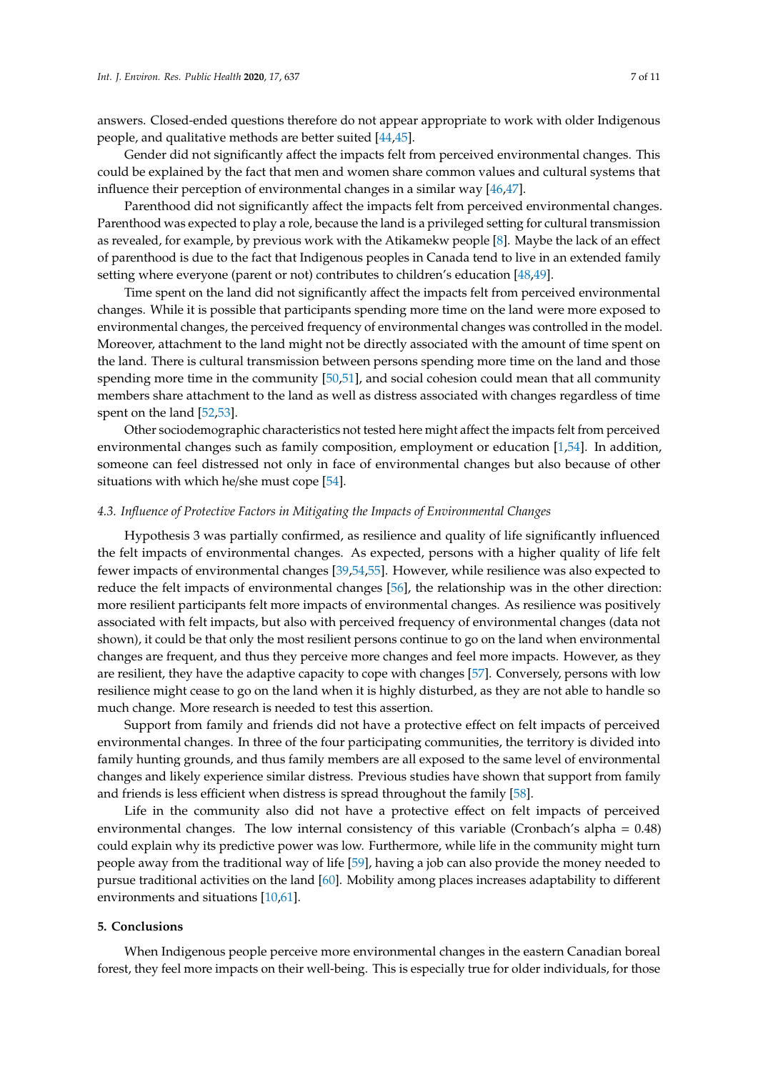answers. Closed-ended questions therefore do not appear appropriate to work with older Indigenous people, and qualitative methods are better suited [44,45].

Gender did not significantly affect the impacts felt from perceived environmental changes. This could be explained by the fact that men and women share common values and cultural systems that influence their perception of environmental changes in a similar way [46,47].

Parenthood did not significantly affect the impacts felt from perceived environmental changes. Parenthood was expected to play a role, because the land is a privileged setting for cultural transmission as revealed, for example, by previous work with the Atikamekw people [8]. Maybe the lack of an effect of parenthood is due to the fact that Indigenous peoples in Canada tend to live in an extended family setting where everyone (parent or not) contributes to children's education [48,49].

Time spent on the land did not significantly affect the impacts felt from perceived environmental changes. While it is possible that participants spending more time on the land were more exposed to environmental changes, the perceived frequency of environmental changes was controlled in the model. Moreover, attachment to the land might not be directly associated with the amount of time spent on the land. There is cultural transmission between persons spending more time on the land and those spending more time in the community [50,51], and social cohesion could mean that all community members share attachment to the land as well as distress associated with changes regardless of time spent on the land [52,53].

Other sociodemographic characteristics not tested here might affect the impacts felt from perceived environmental changes such as family composition, employment or education [1,54]. In addition, someone can feel distressed not only in face of environmental changes but also because of other situations with which he/she must cope [54].

### *4.3. Influence of Protective Factors in Mitigating the Impacts of Environmental Changes*

Hypothesis 3 was partially confirmed, as resilience and quality of life significantly influenced the felt impacts of environmental changes. As expected, persons with a higher quality of life felt fewer impacts of environmental changes [39,54,55]. However, while resilience was also expected to reduce the felt impacts of environmental changes [56], the relationship was in the other direction: more resilient participants felt more impacts of environmental changes. As resilience was positively associated with felt impacts, but also with perceived frequency of environmental changes (data not shown), it could be that only the most resilient persons continue to go on the land when environmental changes are frequent, and thus they perceive more changes and feel more impacts. However, as they are resilient, they have the adaptive capacity to cope with changes [57]. Conversely, persons with low resilience might cease to go on the land when it is highly disturbed, as they are not able to handle so much change. More research is needed to test this assertion.

Support from family and friends did not have a protective effect on felt impacts of perceived environmental changes. In three of the four participating communities, the territory is divided into family hunting grounds, and thus family members are all exposed to the same level of environmental changes and likely experience similar distress. Previous studies have shown that support from family and friends is less efficient when distress is spread throughout the family [58].

Life in the community also did not have a protective effect on felt impacts of perceived environmental changes. The low internal consistency of this variable (Cronbach's alpha = 0.48) could explain why its predictive power was low. Furthermore, while life in the community might turn people away from the traditional way of life [59], having a job can also provide the money needed to pursue traditional activities on the land [60]. Mobility among places increases adaptability to different environments and situations [10,61].

## 5. Conclusions

When Indigenous people perceive more environmental changes in the eastern Canadian boreal forest, they feel more impacts on their well-being. This is especially true for older individuals, for those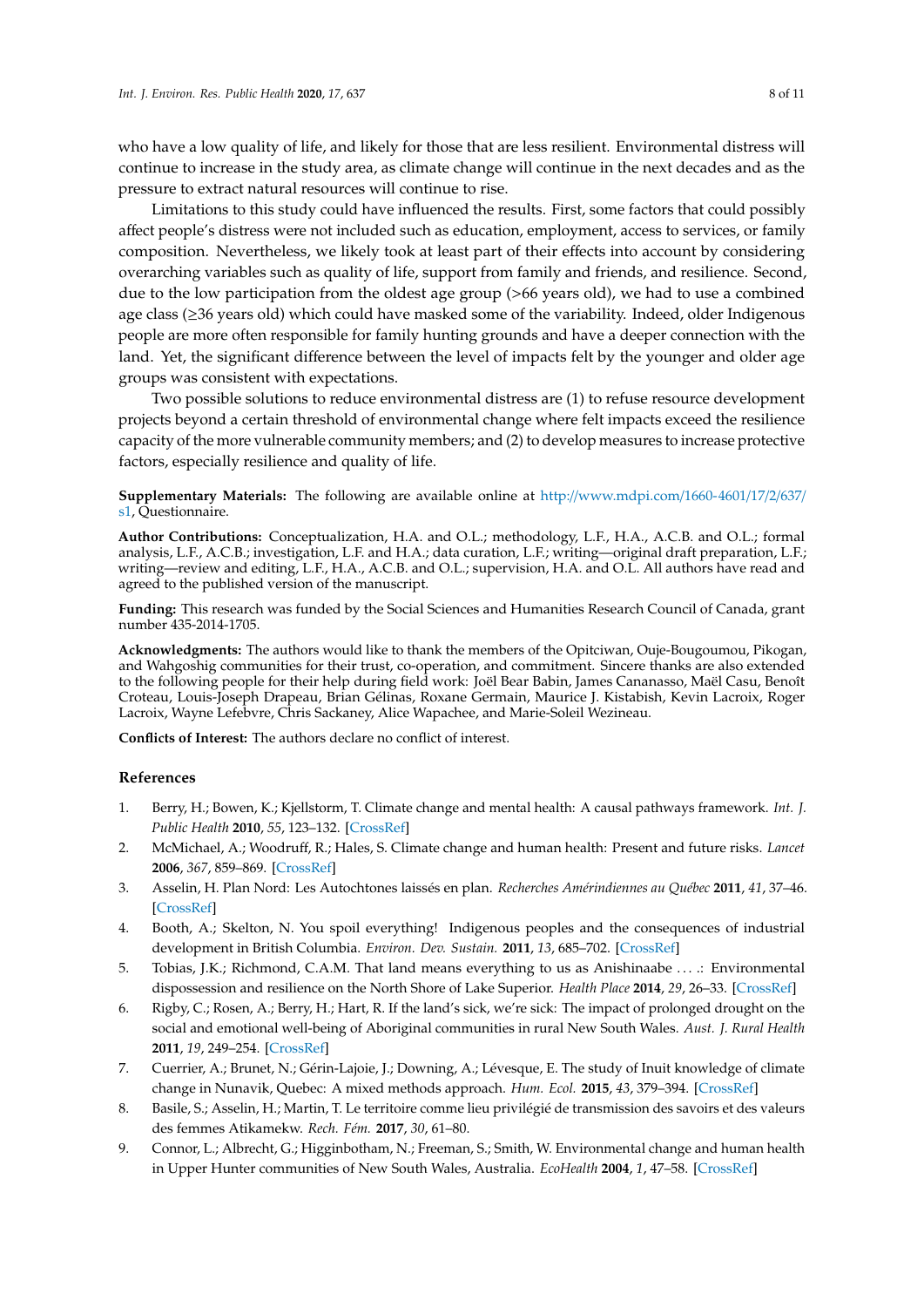who have a low quality of life, and likely for those that are less resilient. Environmental distress will continue to increase in the study area, as climate change will continue in the next decades and as the pressure to extract natural resources will continue to rise.

Limitations to this study could have influenced the results. First, some factors that could possibly affect people's distress were not included such as education, employment, access to services, or family composition. Nevertheless, we likely took at least part of their effects into account by considering overarching variables such as quality of life, support from family and friends, and resilience. Second, due to the low participation from the oldest age group (>66 years old), we had to use a combined age class (≥36 years old) which could have masked some of the variability. Indeed, older Indigenous people are more often responsible for family hunting grounds and have a deeper connection with the land. Yet, the significant difference between the level of impacts felt by the younger and older age groups was consistent with expectations.

Two possible solutions to reduce environmental distress are (1) to refuse resource development projects beyond a certain threshold of environmental change where felt impacts exceed the resilience capacity of the more vulnerable community members; and (2) to develop measures to increase protective factors, especially resilience and quality of life.

**Supplementary Materials:** The following are available online at http://www.mdpi.com/1660-4601/17/2/637/s1, Questionnaire.

**Author Contributions:** Conceptualization, H.A. and O.L.; methodology, L.F., H.A., A.C.B. and O.L.; formal analysis, L.F., A.C.B.; investigation, L.F. and H.A.; data curation, L.F.; writing—original draft preparation, L.F.; writing—review and editing, L.F., H.A., A.C.B. and O.L.; supervision, H.A. and O.L. All authors have read and agreed to the published version of the manuscript.

**Funding:** This research was funded by the Social Sciences and Humanities Research Council of Canada, grant number 435-2014-1705.

**Acknowledgments:** The authors would like to thank the members of the Opitciwan, Ouje-Bougoumou, Pikogan, and Wahgoshig communities for their trust, co-operation, and commitment. Sincere thanks are also extended to the following people for their help during field work: Joël Bear Babin, James Cananasso, Maël Casu, Benoît Croteau, Louis-Joseph Drapeau, Brian Gélinas, Roxane Germain, Maurice J. Kistabish, Kevin Lacroix, Roger Lacroix, Wayne Lefebvre, Chris Sackaney, Alice Wapachee, and Marie-Soleil Wezineau.

**Conflicts of Interest:** The authors declare no conflict of interest.

## References

1. Berry, H.; Bowen, K.; Kjellstorm, T. Climate change and mental health: A causal pathways framework. *Int. J. Public Health* **2010**, *55*, 123–132. [CrossRef]
2. McMichael, A.; Woodruff, R.; Hales, S. Climate change and human health: Present and future risks. *Lancet* **2006**, *367*, 859–869. [CrossRef]
3. Asselin, H. Plan Nord: Les Autochtones laissés en plan. *Recherches Amérindiennes au Québec* **2011**, *41*, 37–46. [CrossRef]
4. Booth, A.; Skelton, N. You spoil everything! Indigenous peoples and the consequences of industrial development in British Columbia. *Environ. Dev. Sustain.* **2011**, *13*, 685–702. [CrossRef]
5. Tobias, J.K.; Richmond, C.A.M. That land means everything to us as Anishinaabe . . . .: Environmental dispossession and resilience on the North Shore of Lake Superior. *Health Place* **2014**, *29*, 26–33. [CrossRef]
6. Rigby, C.; Rosen, A.; Berry, H.; Hart, R. If the land's sick, we're sick: The impact of prolonged drought on the social and emotional well-being of Aboriginal communities in rural New South Wales. *Aust. J. Rural Health* **2011**, *19*, 249–254. [CrossRef]
7. Cuerrier, A.; Brunet, N.; Gérin-Lajoie, J.; Downing, A.; Lévesque, E. The study of Inuit knowledge of climate change in Nunavik, Quebec: A mixed methods approach. *Hum. Ecol.* **2015**, *43*, 379–394. [CrossRef]
8. Basile, S.; Asselin, H.; Martin, T. Le territoire comme lieu privilégié de transmission des savoirs et des valeurs des femmes Atikamekw. *Rech. Fém.* **2017**, *30*, 61–80.
9. Connor, L.; Albrecht, G.; Higginbotham, N.; Freeman, S.; Smith, W. Environmental change and human health in Upper Hunter communities of New South Wales, Australia. *EcoHealth* **2004**, *1*, 47–58. [CrossRef]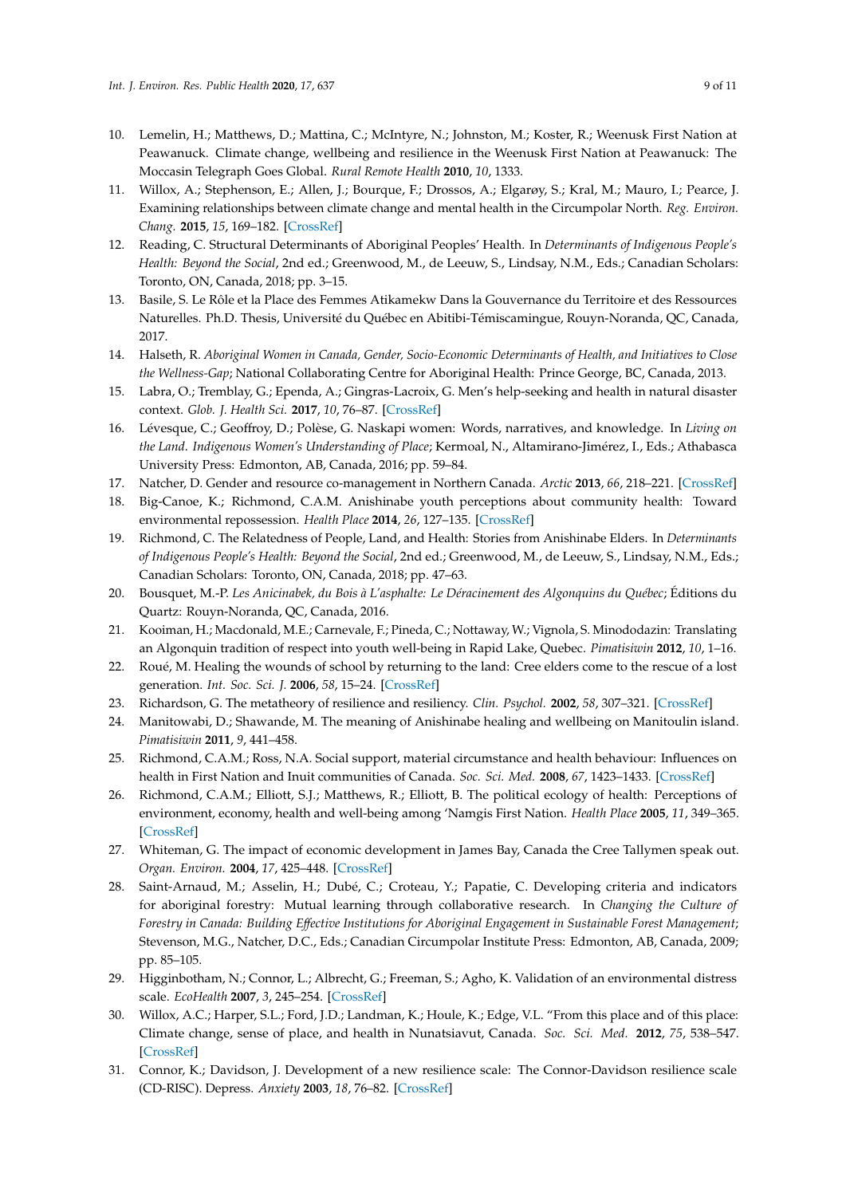10. Lemelin, H.; Matthews, D.; Mattina, C.; McIntyre, N.; Johnston, M.; Koster, R.; Weenusk First Nation at Peawanuck. Climate change, wellbeing and resilience in the Weenusk First Nation at Peawanuck: The Moccasin Telegraph Goes Global. *Rural Remote Health* **2010**, *10*, 1333.
11. Willox, A.; Stephenson, E.; Allen, J.; Bourque, F.; Drossos, A.; Elgarøy, S.; Kral, M.; Mauro, I.; Pearce, J. Examining relationships between climate change and mental health in the Circumpolar North. *Reg. Environ. Chang.* **2015**, *15*, 169–182. [CrossRef]
12. Reading, C. Structural Determinants of Aboriginal Peoples' Health. In *Determinants of Indigenous People's Health: Beyond the Social*, 2nd ed.; Greenwood, M., de Leeuw, S., Lindsay, N.M., Eds.; Canadian Scholars: Toronto, ON, Canada, 2018; pp. 3–15.
13. Basile, S. Le Rôle et la Place des Femmes Atikamekw Dans la Gouvernance du Territoire et des Ressources Naturelles. Ph.D. Thesis, Université du Québec en Abitibi-Témiscamingue, Rouyn-Noranda, QC, Canada, 2017.
14. Halseth, R. *Aboriginal Women in Canada, Gender, Socio-Economic Determinants of Health, and Initiatives to Close the Wellness-Gap*; National Collaborating Centre for Aboriginal Health: Prince George, BC, Canada, 2013.
15. Labra, O.; Tremblay, G.; Ependa, A.; Gingras-Lacroix, G. Men's help-seeking and health in natural disaster context. *Glob. J. Health Sci.* **2017**, *10*, 76–87. [CrossRef]
16. Lévesque, C.; Geoffroy, D.; Polèse, G. Naskapi women: Words, narratives, and knowledge. In *Living on the Land. Indigenous Women's Understanding of Place*; Kermoal, N., Altamirano-Jiménez, I., Eds.; Athabasca University Press: Edmonton, AB, Canada, 2016; pp. 59–84.
17. Natcher, D. Gender and resource co-management in Northern Canada. *Arctic* **2013**, *66*, 218–221. [CrossRef]
18. Big-Canoe, K.; Richmond, C.A.M. Anishinabe youth perceptions about community health: Toward environmental repossession. *Health Place* **2014**, *26*, 127–135. [CrossRef]
19. Richmond, C. The Relatedness of People, Land, and Health: Stories from Anishinabe Elders. In *Determinants of Indigenous People's Health: Beyond the Social*, 2nd ed.; Greenwood, M., de Leeuw, S., Lindsay, N.M., Eds.; Canadian Scholars: Toronto, ON, Canada, 2018; pp. 47–63.
20. Bousquet, M.-P. *Les Anicinabek, du Bois à L'asphalte: Le Déracinement des Algonquins du Québec*; Éditions du Quartz: Rouyn-Noranda, QC, Canada, 2016.
21. Kooiman, H.; Macdonald, M.E.; Carnevale, F.; Pineda, C.; Nottaway, W.; Vignola, S. Minododazin: Translating an Algonquin tradition of respect into youth well-being in Rapid Lake, Quebec. *Pimatisiwin* **2012**, *10*, 1–16.
22. Roué, M. Healing the wounds of school by returning to the land: Cree elders come to the rescue of a lost generation. *Int. Soc. Sci. J.* **2006**, *58*, 15–24. [CrossRef]
23. Richardson, G. The metatheory of resilience and resiliency. *Clin. Psychol.* **2002**, *58*, 307–321. [CrossRef]
24. Manitowabi, D.; Shawande, M. The meaning of Anishinabe healing and wellbeing on Manitoulin island. *Pimatisiwin* **2011**, *9*, 441–458.
25. Richmond, C.A.M.; Ross, N.A. Social support, material circumstance and health behaviour: Influences on health in First Nation and Inuit communities of Canada. *Soc. Sci. Med.* **2008**, *67*, 1423–1433. [CrossRef]
26. Richmond, C.A.M.; Elliott, S.J.; Matthews, R.; Elliott, B. The political ecology of health: Perceptions of environment, economy, health and well-being among 'Namgis First Nation. *Health Place* **2005**, *11*, 349–365. [CrossRef]
27. Whiteman, G. The impact of economic development in James Bay, Canada the Cree Tallymen speak out. *Organ. Environ.* **2004**, *17*, 425–448. [CrossRef]
28. Saint-Arnaud, M.; Asselin, H.; Dubé, C.; Croteau, Y.; Papatie, C. Developing criteria and indicators for aboriginal forestry: Mutual learning through collaborative research. In *Changing the Culture of Forestry in Canada: Building Effective Institutions for Aboriginal Engagement in Sustainable Forest Management*; Stevenson, M.G., Natcher, D.C., Eds.; Canadian Circumpolar Institute Press: Edmonton, AB, Canada, 2009; pp. 85–105.
29. Higginbotham, N.; Connor, L.; Albrecht, G.; Freeman, S.; Agho, K. Validation of an environmental distress scale. *EcoHealth* **2007**, *3*, 245–254. [CrossRef]
30. Willox, A.C.; Harper, S.L.; Ford, J.D.; Landman, K.; Houle, K.; Edge, V.L. "From this place and of this place: Climate change, sense of place, and health in Nunatsiavut, Canada. *Soc. Sci. Med.* **2012**, *75*, 538–547. [CrossRef]
31. Connor, K.; Davidson, J. Development of a new resilience scale: The Connor-Davidson resilience scale (CD-RISC). Depress. *Anxiety* **2003**, *18*, 76–82. [CrossRef]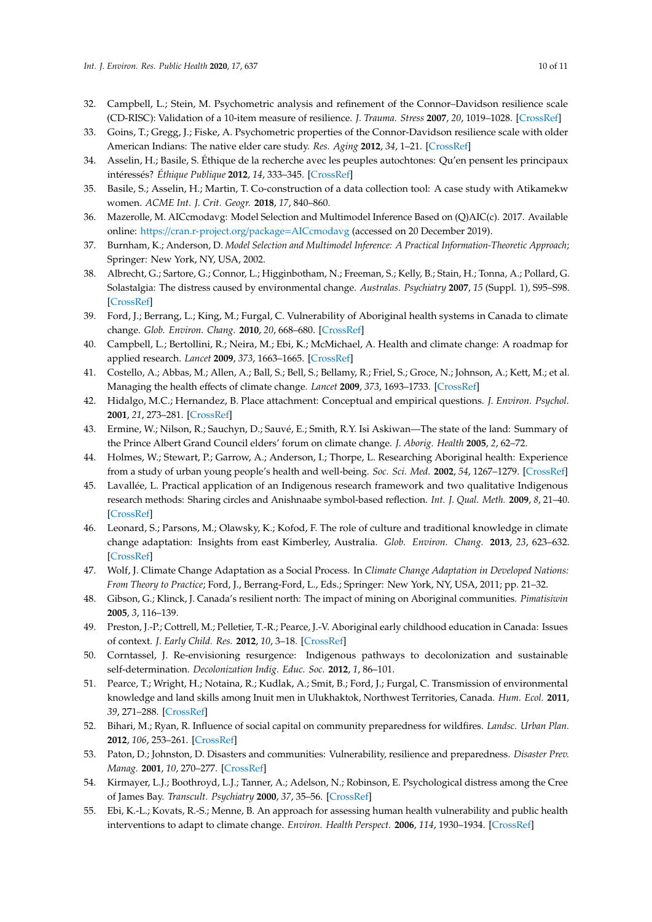32. Campbell, L.; Stein, M. Psychometric analysis and refinement of the Connor–Davidson resilience scale (CD-RISC): Validation of a 10-item measure of resilience. *J. Trauma. Stress* **2007**, *20*, 1019–1028. [CrossRef]
33. Goins, T.; Gregg, J.; Fiske, A. Psychometric properties of the Connor-Davidson resilience scale with older American Indians: The native elder care study. *Res. Aging* **2012**, *34*, 1–21. [CrossRef]
34. Asselin, H.; Basile, S. Éthique de la recherche avec les peuples autochtones: Qu'en pensent les principaux intéressés? *Éthique Publique* **2012**, *14*, 333–345. [CrossRef]
35. Basile, S.; Asselin, H.; Martin, T. Co-construction of a data collection tool: A case study with Atikamekw women. *ACME Int. J. Crit. Geogr.* **2018**, *17*, 840–860.
36. Mazerolle, M. AICcmodavg: Model Selection and Multimodel Inference Based on (Q)AIC(c). 2017. Available online: https://cran.r-project.org/package=AICcmodavg (accessed on 20 December 2019).
37. Burnham, K.; Anderson, D. *Model Selection and Multimodel Inference: A Practical Information-Theoretic Approach*; Springer: New York, NY, USA, 2002.
38. Albrecht, G.; Sartore, G.; Connor, L.; Higginbotham, N.; Freeman, S.; Kelly, B.; Stain, H.; Tonna, A.; Pollard, G. Solastalgia: The distress caused by environmental change. *Australas. Psychiatry* **2007**, *15* (Suppl. 1), S95–S98. [CrossRef]
39. Ford, J.; Berrang, L.; King, M.; Furgal, C. Vulnerability of Aboriginal health systems in Canada to climate change. *Glob. Environ. Chang.* **2010**, *20*, 668–680. [CrossRef]
40. Campbell, L.; Bertollini, R.; Neira, M.; Ebi, K.; McMichael, A. Health and climate change: A roadmap for applied research. *Lancet* **2009**, *373*, 1663–1665. [CrossRef]
41. Costello, A.; Abbas, M.; Allen, A.; Ball, S.; Bell, S.; Bellamy, R.; Friel, S.; Groce, N.; Johnson, A.; Kett, M.; et al. Managing the health effects of climate change. *Lancet* **2009**, *373*, 1693–1733. [CrossRef]
42. Hidalgo, M.C.; Hernandez, B. Place attachment: Conceptual and empirical questions. *J. Environ. Psychol.* **2001**, *21*, 273–281. [CrossRef]
43. Ermine, W.; Nilson, R.; Sauchyn, D.; Sauvé, E.; Smith, R.Y. Isi Askiwan—The state of the land: Summary of the Prince Albert Grand Council elders' forum on climate change. *J. Aborig. Health* **2005**, *2*, 62–72.
44. Holmes, W.; Stewart, P.; Garrow, A.; Anderson, I.; Thorpe, L. Researching Aboriginal health: Experience from a study of urban young people's health and well-being. *Soc. Sci. Med.* **2002**, *54*, 1267–1279. [CrossRef]
45. Lavallée, L. Practical application of an Indigenous research framework and two qualitative Indigenous research methods: Sharing circles and Anishnaabe symbol-based reflection. *Int. J. Qual. Meth.* **2009**, *8*, 21–40. [CrossRef]
46. Leonard, S.; Parsons, M.; Olawsky, K.; Kofod, F. The role of culture and traditional knowledge in climate change adaptation: Insights from east Kimberley, Australia. *Glob. Environ. Chang.* **2013**, *23*, 623–632. [CrossRef]
47. Wolf, J. Climate Change Adaptation as a Social Process. In *Climate Change Adaptation in Developed Nations: From Theory to Practice*; Ford, J., Berrang-Ford, L., Eds.; Springer: New York, NY, USA, 2011; pp. 21–32.
48. Gibson, G.; Klinck, J. Canada's resilient north: The impact of mining on Aboriginal communities. *Pimatisiwin* **2005**, *3*, 116–139.
49. Preston, J.-P.; Cottrell, M.; Pelletier, T.-R.; Pearce, J.-V. Aboriginal early childhood education in Canada: Issues of context. *J. Early Child. Res.* **2012**, *10*, 3–18. [CrossRef]
50. Corntassel, J. Re-envisioning resurgence: Indigenous pathways to decolonization and sustainable self-determination. *Decolonization Indig. Educ. Soc.* **2012**, *1*, 86–101.
51. Pearce, T.; Wright, H.; Notaina, R.; Kudlak, A.; Smit, B.; Ford, J.; Furgal, C. Transmission of environmental knowledge and land skills among Inuit men in Ulukhaktok, Northwest Territories, Canada. *Hum. Ecol.* **2011**, *39*, 271–288. [CrossRef]
52. Bihari, M.; Ryan, R. Influence of social capital on community preparedness for wildfires. *Landsc. Urban Plan.* **2012**, *106*, 253–261. [CrossRef]
53. Paton, D.; Johnston, D. Disasters and communities: Vulnerability, resilience and preparedness. *Disaster Prev. Manag.* **2001**, *10*, 270–277. [CrossRef]
54. Kirmayer, L.J.; Boothroyd, L.J.; Tanner, A.; Adelson, N.; Robinson, E. Psychological distress among the Cree of James Bay. *Transcult. Psychiatry* **2000**, *37*, 35–56. [CrossRef]
55. Ebi, K.-L.; Kovats, R.-S.; Menne, B. An approach for assessing human health vulnerability and public health interventions to adapt to climate change. *Environ. Health Perspect.* **2006**, *114*, 1930–1934. [CrossRef]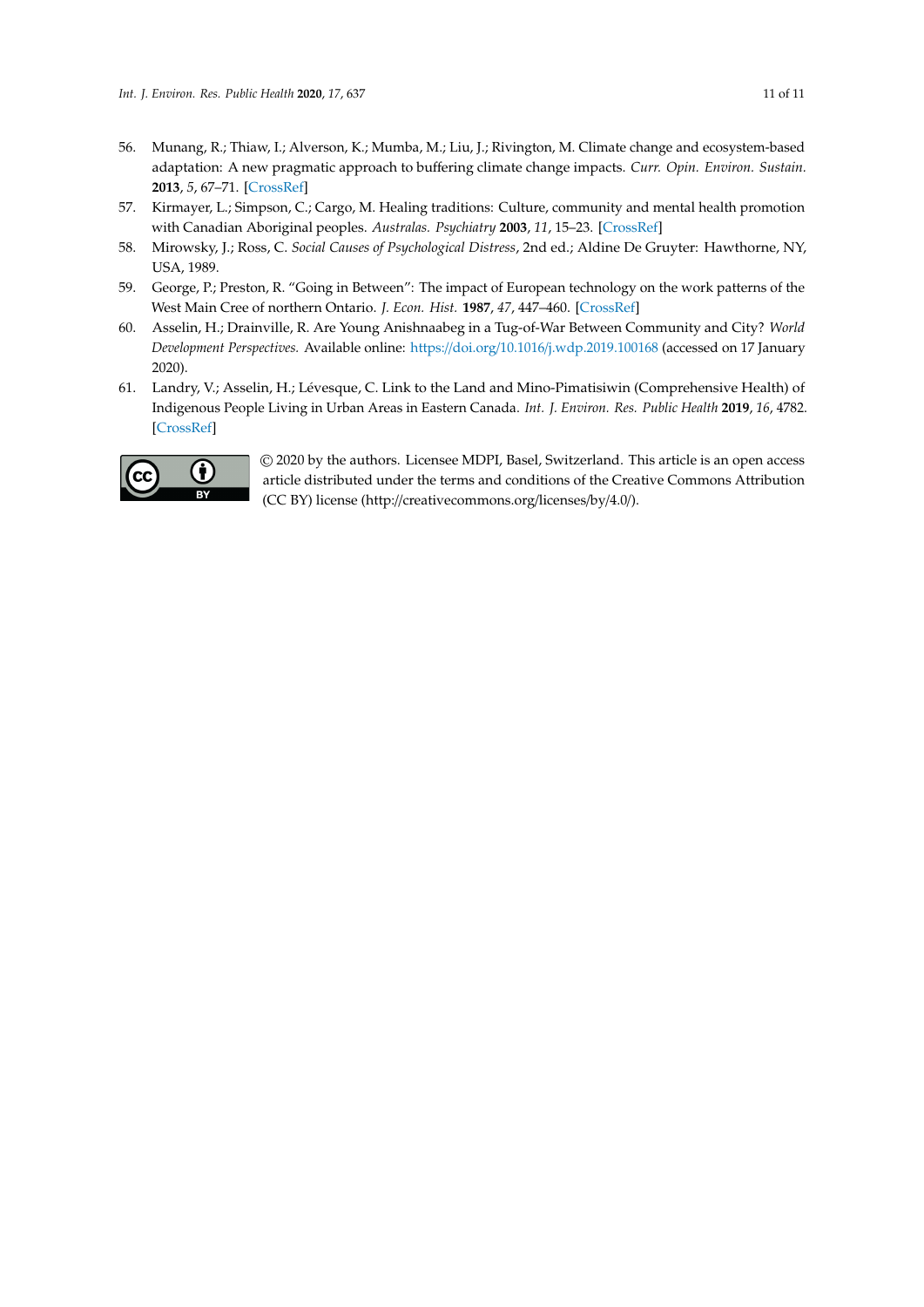56. Munang, R.; Thiaw, I.; Alverson, K.; Mumba, M.; Liu, J.; Rivington, M. Climate change and ecosystem-based adaptation: A new pragmatic approach to buffering climate change impacts. *Curr. Opin. Environ. Sustain.* **2013**, *5*, 67–71. [CrossRef]
57. Kirmayer, L.; Simpson, C.; Cargo, M. Healing traditions: Culture, community and mental health promotion with Canadian Aboriginal peoples. *Australas. Psychiatry* **2003**, *11*, 15–23. [CrossRef]
58. Mirowsky, J.; Ross, C. *Social Causes of Psychological Distress*, 2nd ed.; Aldine De Gruyter: Hawthorne, NY, USA, 1989.
59. George, P.; Preston, R. "Going in Between": The impact of European technology on the work patterns of the West Main Cree of northern Ontario. *J. Econ. Hist.* **1987**, *47*, 447–460. [CrossRef]
60. Asselin, H.; Drainville, R. Are Young Anishnaabeg in a Tug-of-War Between Community and City? *World Development Perspectives.* Available online: https://doi.org/10.1016/j.wdp.2019.100168 (accessed on 17 January 2020).
61. Landry, V.; Asselin, H.; Lévesque, C. Link to the Land and Mino-Pimatisiwin (Comprehensive Health) of Indigenous People Living in Urban Areas in Eastern Canada. *Int. J. Environ. Res. Public Health* **2019**, *16*, 4782. [CrossRef]

© 2020 by the authors. Licensee MDPI, Basel, Switzerland. This article is an open access article distributed under the terms and conditions of the Creative Commons Attribution (CC BY) license (http://creativecommons.org/licenses/by/4.0/).